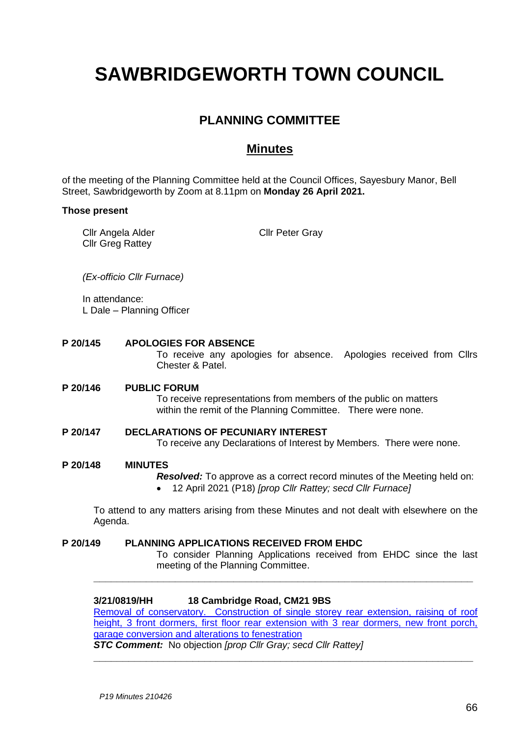# SAWBRIDGEWORTH TOWN COUNCIL

## PLANNING COMMITTEE

## Minutes

of the meeting of the Planning Committee held at the Council Offices, Sayesbury Manor, Bell Street, Sawbridgeworth by Zoom at 8.11pm on **Monday 26 April 2021.**

**Those present**

Cllr Angela Alder
Cllr Greg Rattey
Cllr Peter Gray

*(Ex-officio Cllr Furnace)*

In attendance:
L Dale – Planning Officer

**P 20/145 APOLOGIES FOR ABSENCE**

To receive any apologies for absence. Apologies received from Cllrs Chester & Patel.

**P 20/146 PUBLIC FORUM**

To receive representations from members of the public on matters within the remit of the Planning Committee. There were none.

**P 20/147 DECLARATIONS OF PECUNIARY INTEREST**

To receive any Declarations of Interest by Members. There were none.

**P 20/148 MINUTES**

***Resolved:*** To approve as a correct record minutes of the Meeting held on:

- 12 April 2021 (P18) *[prop Cllr Rattey; secd Cllr Furnace]*

To attend to any matters arising from these Minutes and not dealt with elsewhere on the Agenda.

**P 20/149 PLANNING APPLICATIONS RECEIVED FROM EHDC**

To consider Planning Applications received from EHDC since the last meeting of the Planning Committee.

---

**3/21/0819/HH 18 Cambridge Road, CM21 9BS**

Removal of conservatory. Construction of single storey rear extension, raising of roof height, 3 front dormers, first floor rear extension with 3 rear dormers, new front porch, garage conversion and alterations to fenestration

***STC Comment:*** No objection *[prop Cllr Gray; secd Cllr Rattey]*

---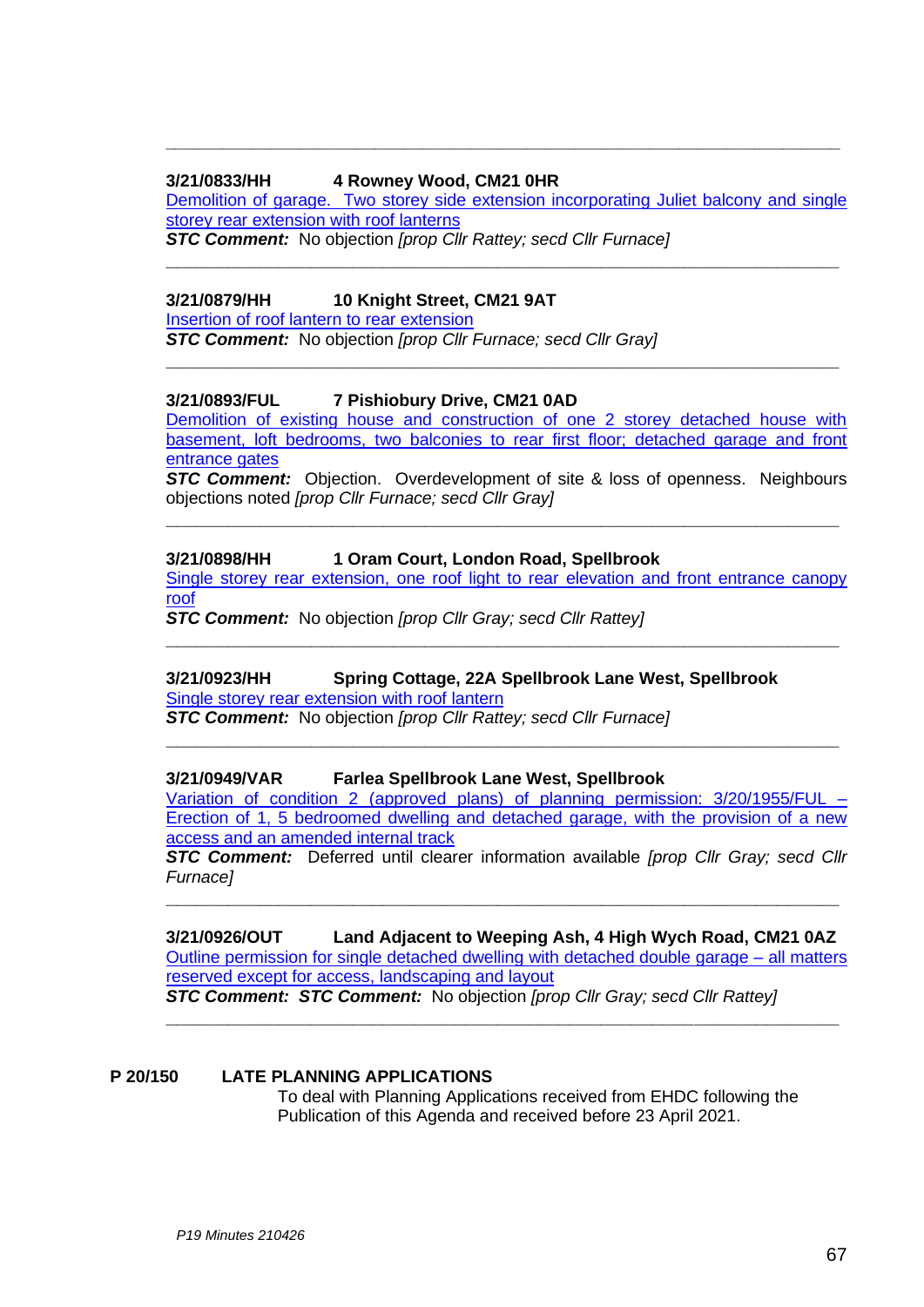---

**3/21/0833/HH 4 Rowney Wood, CM21 0HR**
Demolition of garage. Two storey side extension incorporating Juliet balcony and single storey rear extension with roof lanterns
***STC Comment:*** No objection *[prop Cllr Rattey; secd Cllr Furnace]*

---

**3/21/0879/HH 10 Knight Street, CM21 9AT**
Insertion of roof lantern to rear extension
***STC Comment:*** No objection *[prop Cllr Furnace; secd Cllr Gray]*

---

**3/21/0893/FUL 7 Pishiobury Drive, CM21 0AD**
Demolition of existing house and construction of one 2 storey detached house with basement, loft bedrooms, two balconies to rear first floor; detached garage and front entrance gates
***STC Comment:*** Objection. Overdevelopment of site & loss of openness. Neighbours objections noted *[prop Cllr Furnace; secd Cllr Gray]*

---

**3/21/0898/HH 1 Oram Court, London Road, Spellbrook**
Single storey rear extension, one roof light to rear elevation and front entrance canopy roof
***STC Comment:*** No objection *[prop Cllr Gray; secd Cllr Rattey]*

---

**3/21/0923/HH Spring Cottage, 22A Spellbrook Lane West, Spellbrook**
Single storey rear extension with roof lantern
***STC Comment:*** No objection *[prop Cllr Rattey; secd Cllr Furnace]*

---

**3/21/0949/VAR Farlea Spellbrook Lane West, Spellbrook**
Variation of condition 2 (approved plans) of planning permission: 3/20/1955/FUL – Erection of 1, 5 bedroomed dwelling and detached garage, with the provision of a new access and an amended internal track
***STC Comment:*** Deferred until clearer information available *[prop Cllr Gray; secd Cllr Furnace]*

---

**3/21/0926/OUT Land Adjacent to Weeping Ash, 4 High Wych Road, CM21 0AZ**
Outline permission for single detached dwelling with detached double garage – all matters reserved except for access, landscaping and layout
***STC Comment: STC Comment:*** No objection *[prop Cllr Gray; secd Cllr Rattey]*

---

**P 20/150 LATE PLANNING APPLICATIONS**

To deal with Planning Applications received from EHDC following the Publication of this Agenda and received before 23 April 2021.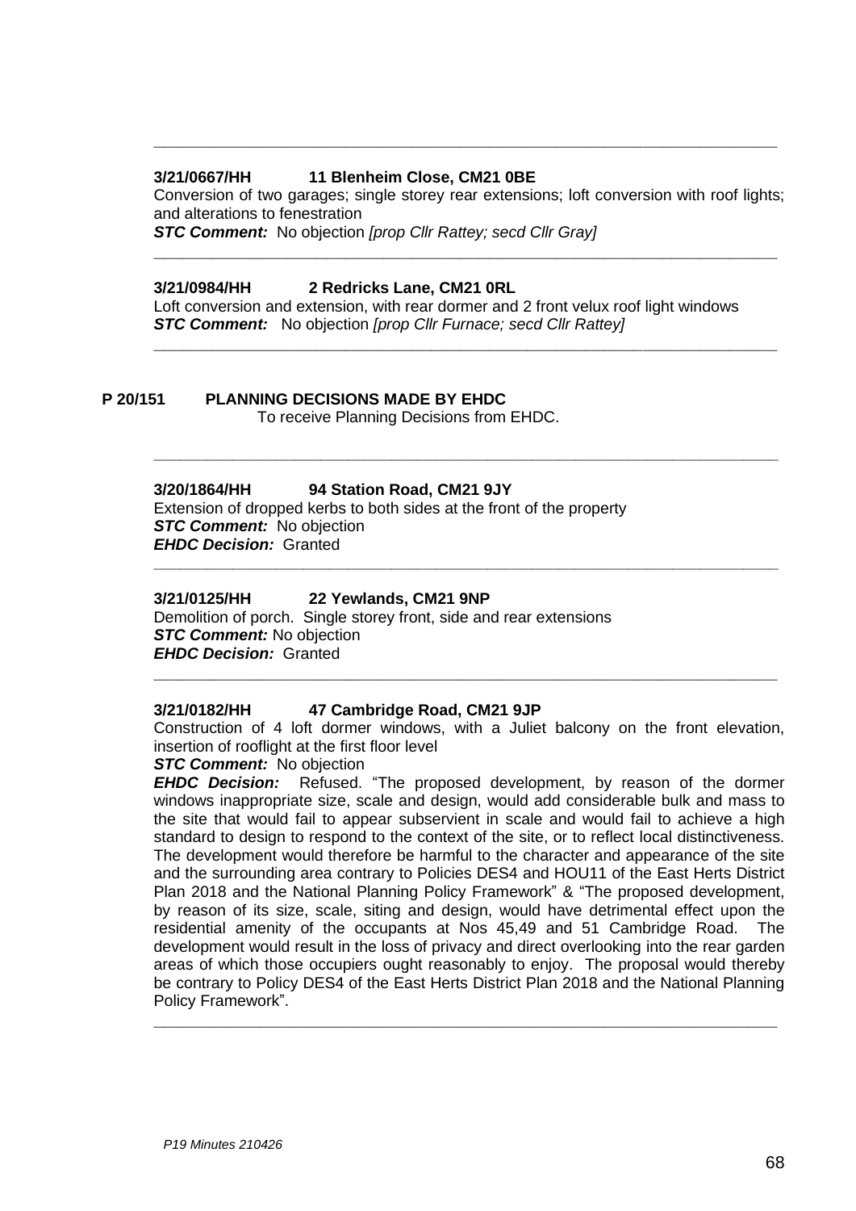---

**3/21/0667/HH 11 Blenheim Close, CM21 0BE**

Conversion of two garages; single storey rear extensions; loft conversion with roof lights; and alterations to fenestration

***STC Comment:*** No objection *[prop Cllr Rattey; secd Cllr Gray]*

---

**3/21/0984/HH 2 Redricks Lane, CM21 0RL**

Loft conversion and extension, with rear dormer and 2 front velux roof light windows

***STC Comment:*** No objection *[prop Cllr Furnace; secd Cllr Rattey]*

---

**P 20/151 PLANNING DECISIONS MADE BY EHDC**

To receive Planning Decisions from EHDC.

---

**3/20/1864/HH 94 Station Road, CM21 9JY**

Extension of dropped kerbs to both sides at the front of the property

***STC Comment:*** No objection

***EHDC Decision:*** Granted

---

**3/21/0125/HH 22 Yewlands, CM21 9NP**

Demolition of porch. Single storey front, side and rear extensions

***STC Comment:*** No objection

***EHDC Decision:*** Granted

---

**3/21/0182/HH 47 Cambridge Road, CM21 9JP**

Construction of 4 loft dormer windows, with a Juliet balcony on the front elevation, insertion of rooflight at the first floor level

***STC Comment:*** No objection

***EHDC Decision:*** Refused. "The proposed development, by reason of the dormer windows inappropriate size, scale and design, would add considerable bulk and mass to the site that would fail to appear subservient in scale and would fail to achieve a high standard to design to respond to the context of the site, or to reflect local distinctiveness. The development would therefore be harmful to the character and appearance of the site and the surrounding area contrary to Policies DES4 and HOU11 of the East Herts District Plan 2018 and the National Planning Policy Framework" & "The proposed development, by reason of its size, scale, siting and design, would have detrimental effect upon the residential amenity of the occupants at Nos 45,49 and 51 Cambridge Road. The development would result in the loss of privacy and direct overlooking into the rear garden areas of which those occupiers ought reasonably to enjoy. The proposal would thereby be contrary to Policy DES4 of the East Herts District Plan 2018 and the National Planning Policy Framework".

---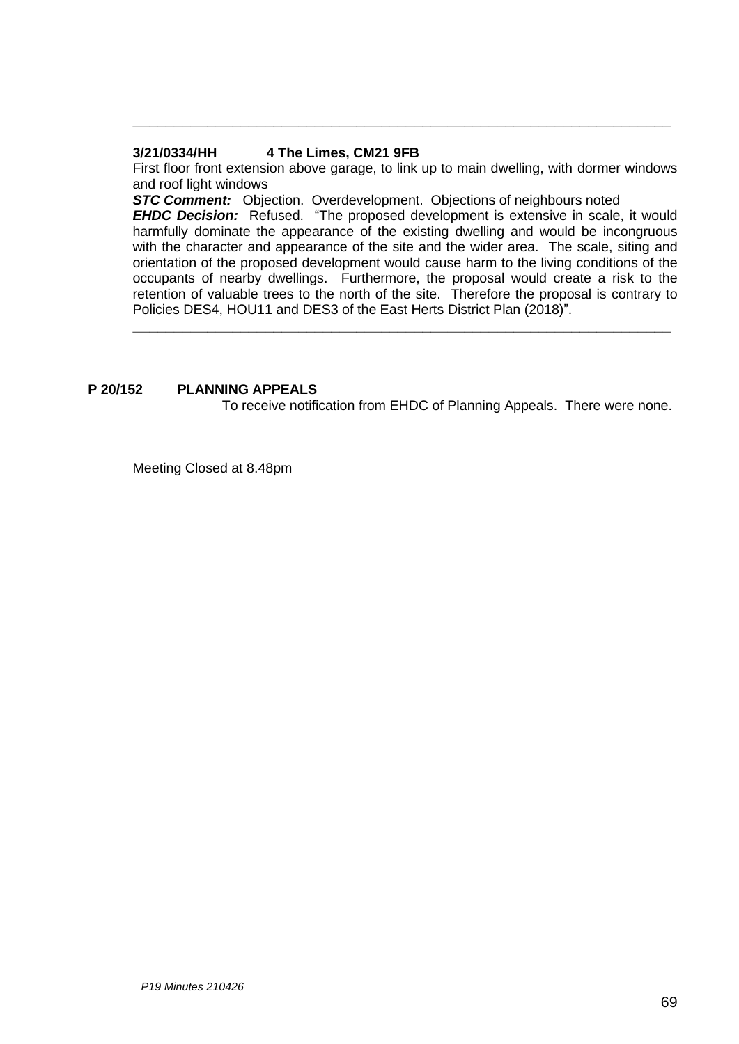---

**3/21/0334/HH 4 The Limes, CM21 9FB**

First floor front extension above garage, to link up to main dwelling, with dormer windows and roof light windows

***STC Comment:*** Objection. Overdevelopment. Objections of neighbours noted

***EHDC Decision:*** Refused. "The proposed development is extensive in scale, it would harmfully dominate the appearance of the existing dwelling and would be incongruous with the character and appearance of the site and the wider area. The scale, siting and orientation of the proposed development would cause harm to the living conditions of the occupants of nearby dwellings. Furthermore, the proposal would create a risk to the retention of valuable trees to the north of the site. Therefore the proposal is contrary to Policies DES4, HOU11 and DES3 of the East Herts District Plan (2018)".

---

**P 20/152 PLANNING APPEALS**

To receive notification from EHDC of Planning Appeals. There were none.

Meeting Closed at 8.48pm